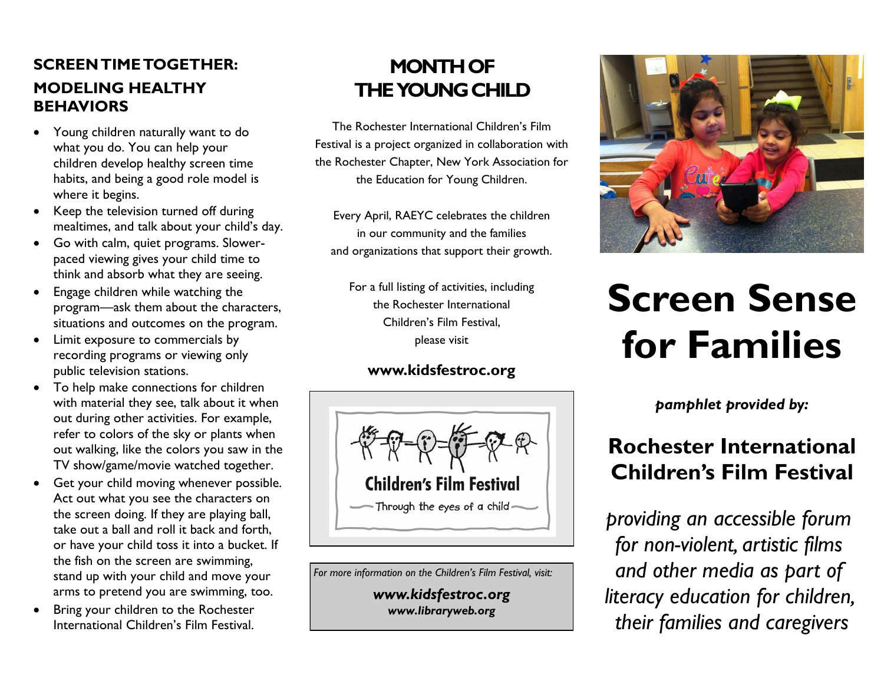## SCREEN TIME TOGETHER:

## MODELING HEALTHY BEHAVIORS

- Young children naturally want to do what you do. You can help your children develop healthy screen time habits, and being a good role model is where it begins.
- Keep the television turned off during mealtimes, and talk about your child's day.
- Go with calm, quiet programs. Slower-paced viewing gives your child time to think and absorb what they are seeing.
- Engage children while watching the program—ask them about the characters, situations and outcomes on the program.
- Limit exposure to commercials by recording programs or viewing only public television stations.
- To help make connections for children with material they see, talk about it when out during other activities. For example, refer to colors of the sky or plants when out walking, like the colors you saw in the TV show/game/movie watched together.
- Get your child moving whenever possible. Act out what you see the characters on the screen doing. If they are playing ball, take out a ball and roll it back and forth, or have your child toss it into a bucket. If the fish on the screen are swimming, stand up with your child and move your arms to pretend you are swimming, too.
- Bring your children to the Rochester International Children's Film Festival.

## MONTH OF THE YOUNG CHILD

The Rochester International Children's Film Festival is a project organized in collaboration with the Rochester Chapter, New York Association for the Education for Young Children.

Every April, RAEYC celebrates the children in our community and the families and organizations that support their growth.

For a full listing of activities, including the Rochester International Children's Film Festival, please visit

**www.kidsfestroc.org**

Children's Film Festival

Through the eyes of a child

*For more information on the Children's Film Festival, visit:*

***www.kidsfestroc.org***
***www.libraryweb.org***

# Screen Sense for Families

***pamphlet provided by:***

## Rochester International Children's Film Festival

*providing an accessible forum for non-violent, artistic films and other media as part of literacy education for children, their families and caregivers*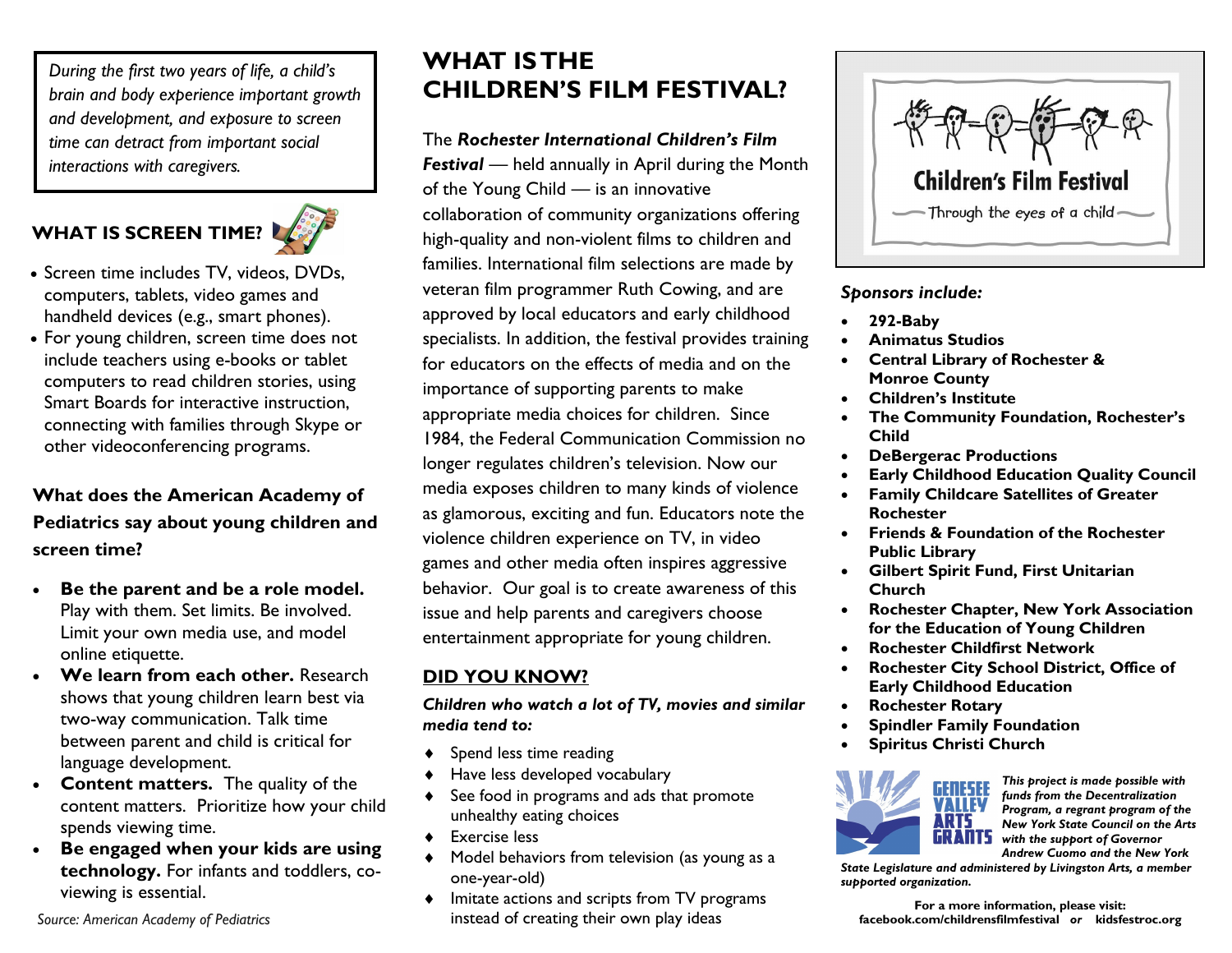*During the first two years of life, a child's brain and body experience important growth and development, and exposure to screen time can detract from important social interactions with caregivers.*

## WHAT IS SCREEN TIME?

- Screen time includes TV, videos, DVDs, computers, tablets, video games and handheld devices (e.g., smart phones).
- For young children, screen time does not include teachers using e-books or tablet computers to read children stories, using Smart Boards for interactive instruction, connecting with families through Skype or other videoconferencing programs.

### What does the American Academy of Pediatrics say about young children and screen time?

- **Be the parent and be a role model.** Play with them. Set limits. Be involved. Limit your own media use, and model online etiquette.
- **We learn from each other.** Research shows that young children learn best via two-way communication. Talk time between parent and child is critical for language development.
- **Content matters.** The quality of the content matters. Prioritize how your child spends viewing time.
- **Be engaged when your kids are using technology.** For infants and toddlers, co-viewing is essential.

*Source: American Academy of Pediatrics*

## WHAT IS THE CHILDREN'S FILM FESTIVAL?

The ***Rochester International Children's Film Festival*** — held annually in April during the Month of the Young Child — is an innovative collaboration of community organizations offering high-quality and non-violent films to children and families. International film selections are made by veteran film programmer Ruth Cowing, and are approved by local educators and early childhood specialists. In addition, the festival provides training for educators on the effects of media and on the importance of supporting parents to make appropriate media choices for children. Since 1984, the Federal Communication Commission no longer regulates children's television. Now our media exposes children to many kinds of violence as glamorous, exciting and fun. Educators note the violence children experience on TV, in video games and other media often inspires aggressive behavior. Our goal is to create awareness of this issue and help parents and caregivers choose entertainment appropriate for young children.

### DID YOU KNOW?

***Children who watch a lot of TV, movies and similar media tend to:***

- Spend less time reading
- Have less developed vocabulary
- See food in programs and ads that promote unhealthy eating choices
- Exercise less
- Model behaviors from television (as young as a one-year-old)
- Imitate actions and scripts from TV programs instead of creating their own play ideas

Children's Film Festival

Through the eyes of a child

***Sponsors include:***

- **292-Baby**
- **Animatus Studios**
- **Central Library of Rochester & Monroe County**
- **Children's Institute**
- **The Community Foundation, Rochester's Child**
- **DeBergerac Productions**
- **Early Childhood Education Quality Council**
- **Family Childcare Satellites of Greater Rochester**
- **Friends & Foundation of the Rochester Public Library**
- **Gilbert Spirit Fund, First Unitarian Church**
- **Rochester Chapter, New York Association for the Education of Young Children**
- **Rochester Childfirst Network**
- **Rochester City School District, Office of Early Childhood Education**
- **Rochester Rotary**
- **Spindler Family Foundation**
- **Spiritus Christi Church**

GENESEE VALLEY ARTS GRANTS

***This project is made possible with funds from the Decentralization Program, a regrant program of the New York State Council on the Arts with the support of Governor Andrew Cuomo and the New York State Legislature and administered by Livingston Arts, a member supported organization.***

**For a more information, please visit: facebook.com/childrensfilmfestival *or* kidsfestroc.org**